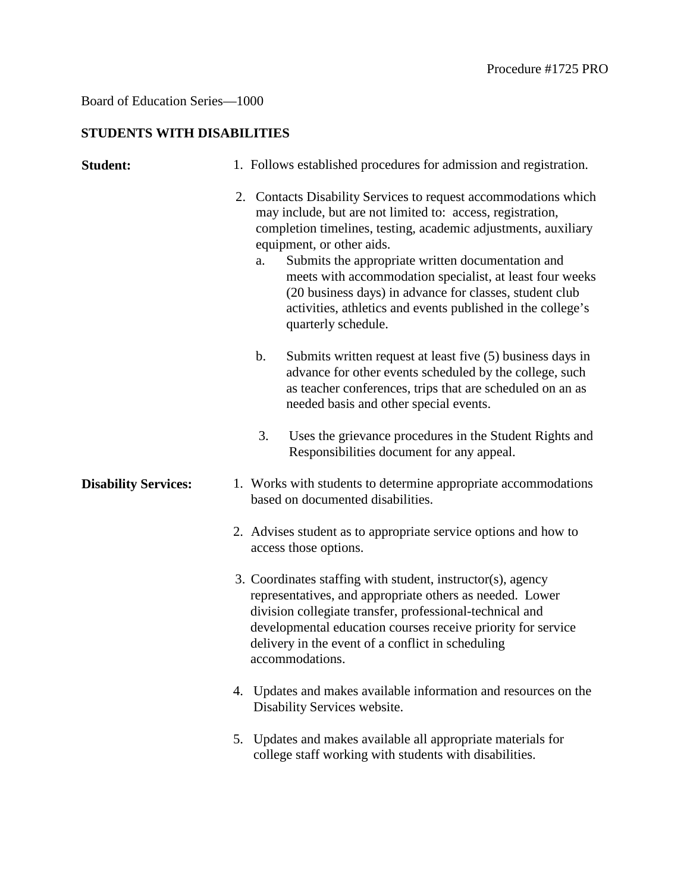Procedure #1725 PRO

Board of Education Series—1000

**STUDENTS WITH DISABILITIES**

**Student:**

1. Follows established procedures for admission and registration.

2. Contacts Disability Services to request accommodations which may include, but are not limited to: access, registration, completion timelines, testing, academic adjustments, auxiliary equipment, or other aids.
   a. Submits the appropriate written documentation and meets with accommodation specialist, at least four weeks (20 business days) in advance for classes, student club activities, athletics and events published in the college's quarterly schedule.

   b. Submits written request at least five (5) business days in advance for other events scheduled by the college, such as teacher conferences, trips that are scheduled on an as needed basis and other special events.

3. Uses the grievance procedures in the Student Rights and Responsibilities document for any appeal.

**Disability Services:**

1. Works with students to determine appropriate accommodations based on documented disabilities.

2. Advises student as to appropriate service options and how to access those options.

3. Coordinates staffing with student, instructor(s), agency representatives, and appropriate others as needed. Lower division collegiate transfer, professional-technical and developmental education courses receive priority for service delivery in the event of a conflict in scheduling accommodations.

4. Updates and makes available information and resources on the Disability Services website.

5. Updates and makes available all appropriate materials for college staff working with students with disabilities.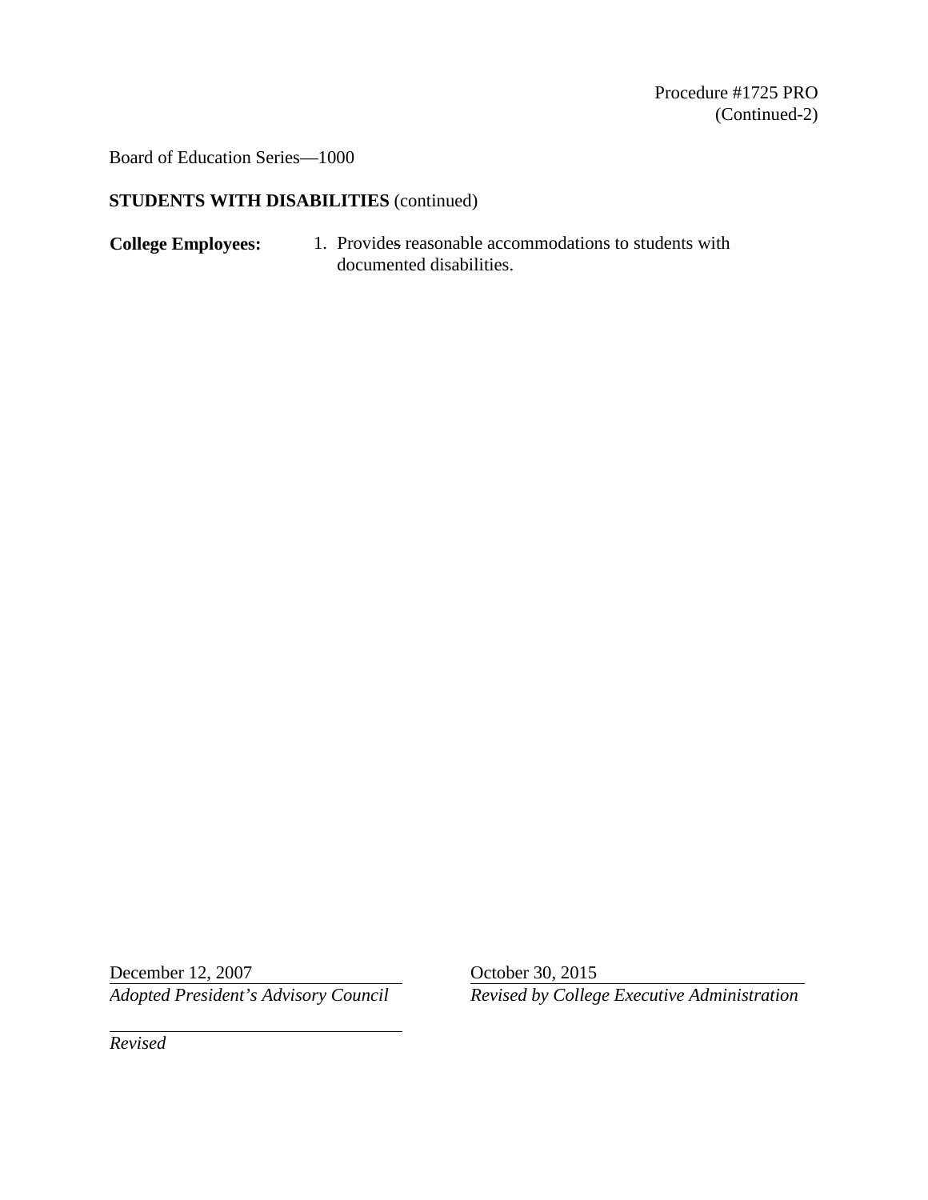Procedure #1725 PRO
(Continued-2)

Board of Education Series—1000

**STUDENTS WITH DISABILITIES** (continued)

**College Employees:**

1. Provides reasonable accommodations to students with documented disabilities.

December 12, 2007
*Adopted President's Advisory Council*

October 30, 2015
*Revised by College Executive Administration*

*Revised*